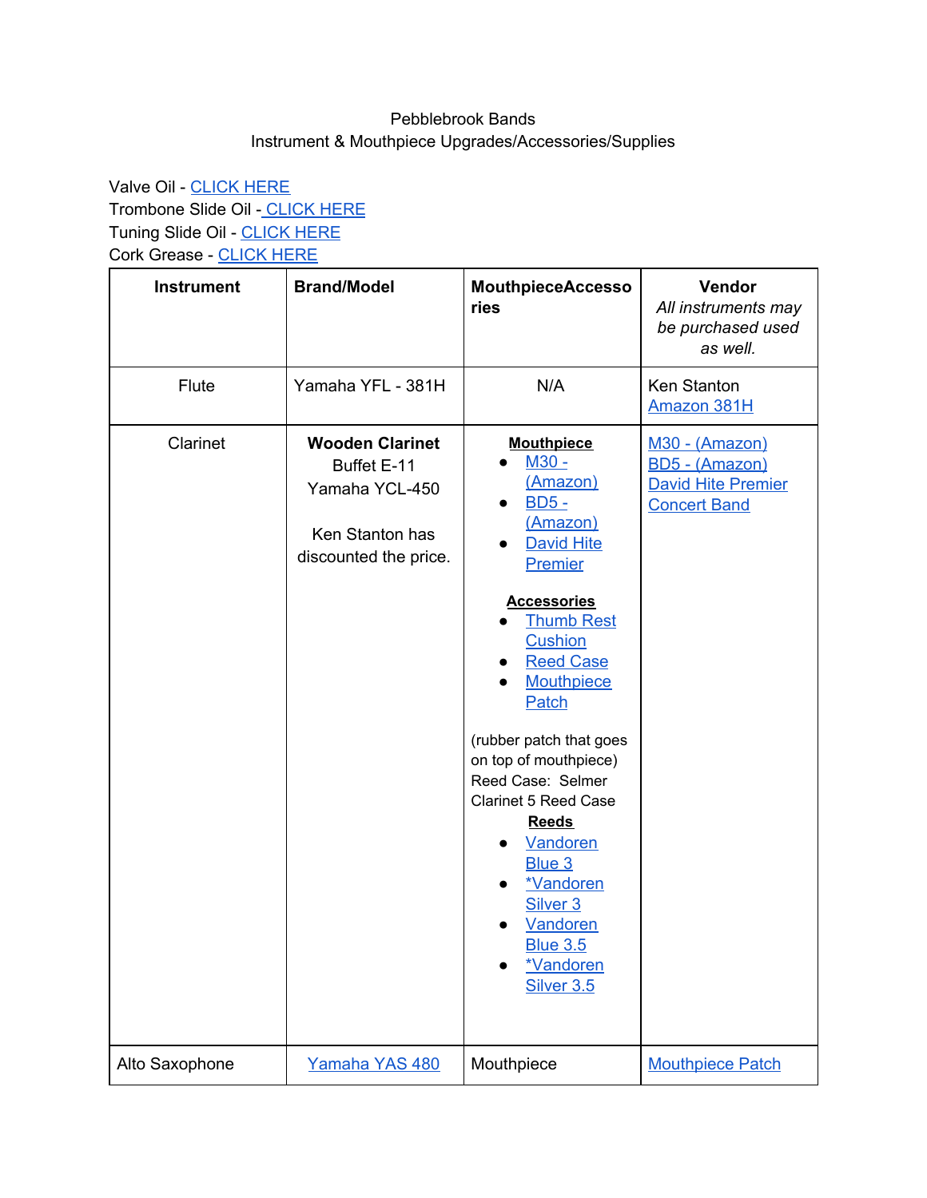Pebblebrook Bands
Instrument & Mouthpiece Upgrades/Accessories/Supplies

Valve Oil - CLICK HERE
Trombone Slide Oil - CLICK HERE
Tuning Slide Oil - CLICK HERE
Cork Grease - CLICK HERE

| **Instrument** | **Brand/Model** | **MouthpieceAccessories** | **Vendor** *All instruments may be purchased used as well.* |
|---|---|---|---|
| Flute | Yamaha YFL - 381H | N/A | Ken Stanton<br>Amazon 381H |
| Clarinet | **Wooden Clarinet**<br>Buffet E-11<br>Yamaha YCL-450<br><br>Ken Stanton has discounted the price. | **Mouthpiece**<br>• M30 - (Amazon)<br>• BD5 - (Amazon)<br>• David Hite Premier<br><br>**Accessories**<br>• Thumb Rest Cushion<br>• Reed Case<br>• Mouthpiece Patch<br><br>(rubber patch that goes on top of mouthpiece)<br>Reed Case: Selmer Clarinet 5 Reed Case<br>**Reeds**<br>• Vandoren Blue 3<br>• *Vandoren Silver 3<br>• Vandoren Blue 3.5<br>• *Vandoren Silver 3.5 | M30 - (Amazon)<br>BD5 - (Amazon)<br>David Hite Premier Concert Band |
| Alto Saxophone | Yamaha YAS 480 | Mouthpiece | Mouthpiece Patch |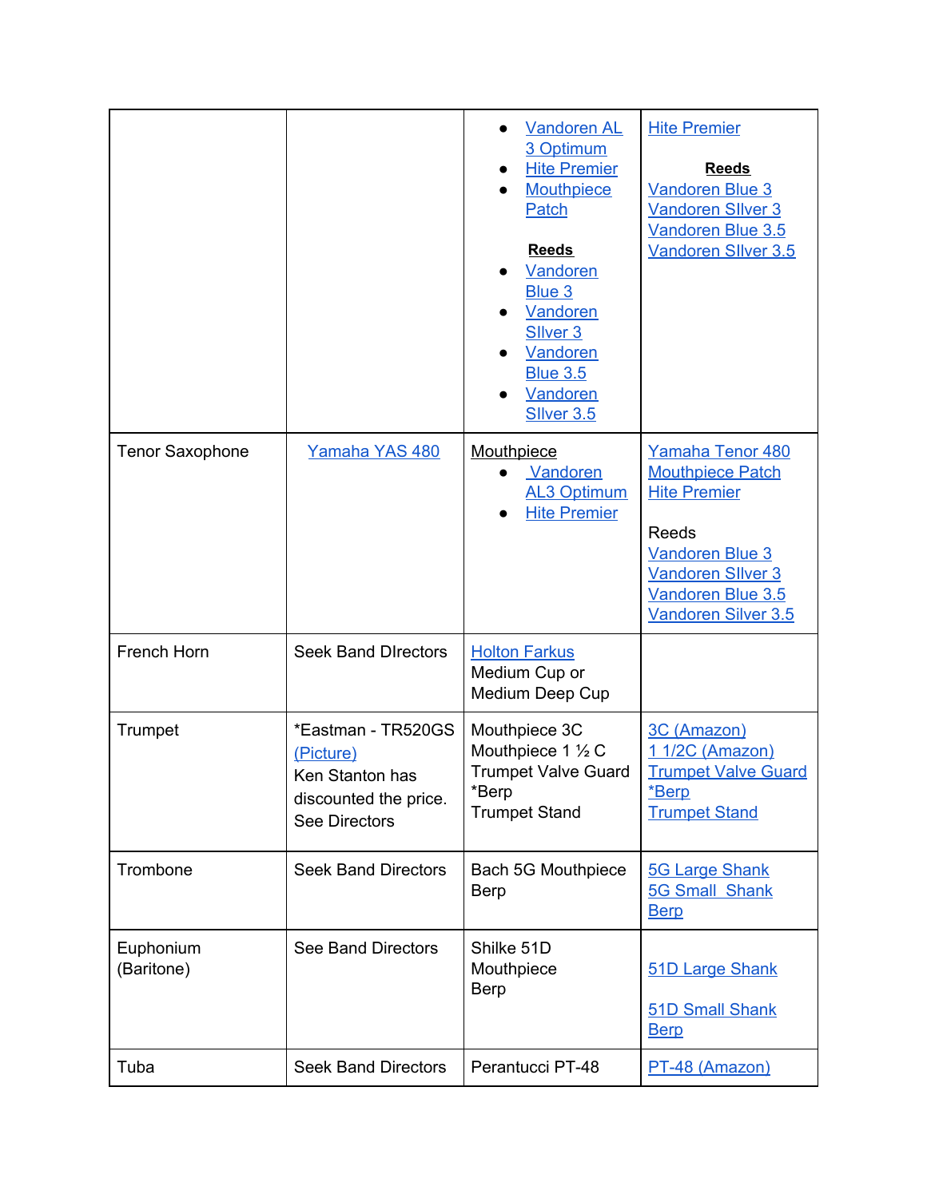| | | | |
|---|---|---|---|
| | | • Vandoren AL 3 Optimum<br>• Hite Premier<br>• Mouthpiece Patch<br><br>**Reeds**<br>• Vandoren Blue 3<br>• Vandoren SIlver 3<br>• Vandoren Blue 3.5<br>• Vandoren SIlver 3.5 | Hite Premier<br><br>**Reeds**<br>Vandoren Blue 3<br>Vandoren SIlver 3<br>Vandoren Blue 3.5<br>Vandoren SIlver 3.5 |
| Tenor Saxophone | Yamaha YAS 480 | Mouthpiece<br>• Vandoren AL3 Optimum<br>• Hite Premier | Yamaha Tenor 480<br>Mouthpiece Patch<br>Hite Premier<br><br>Reeds<br>Vandoren Blue 3<br>Vandoren SIlver 3<br>Vandoren Blue 3.5<br>Vandoren Silver 3.5 |
| French Horn | Seek Band DIrectors | Holton Farkus<br>Medium Cup or Medium Deep Cup | |
| Trumpet | *Eastman - TR520GS (Picture)<br>Ken Stanton has discounted the price. See Directors | Mouthpiece 3C<br>Mouthpiece 1 ½ C<br>Trumpet Valve Guard<br>*Berp<br>Trumpet Stand | 3C (Amazon)<br>1 1/2C (Amazon)<br>Trumpet Valve Guard<br>*Berp<br>Trumpet Stand |
| Trombone | Seek Band Directors | Bach 5G Mouthpiece<br>Berp | 5G Large Shank<br>5G Small Shank<br>Berp |
| Euphonium (Baritone) | See Band Directors | Shilke 51D Mouthpiece<br>Berp | 51D Large Shank<br><br>51D Small Shank<br>Berp |
| Tuba | Seek Band Directors | Perantucci PT-48 | PT-48 (Amazon) |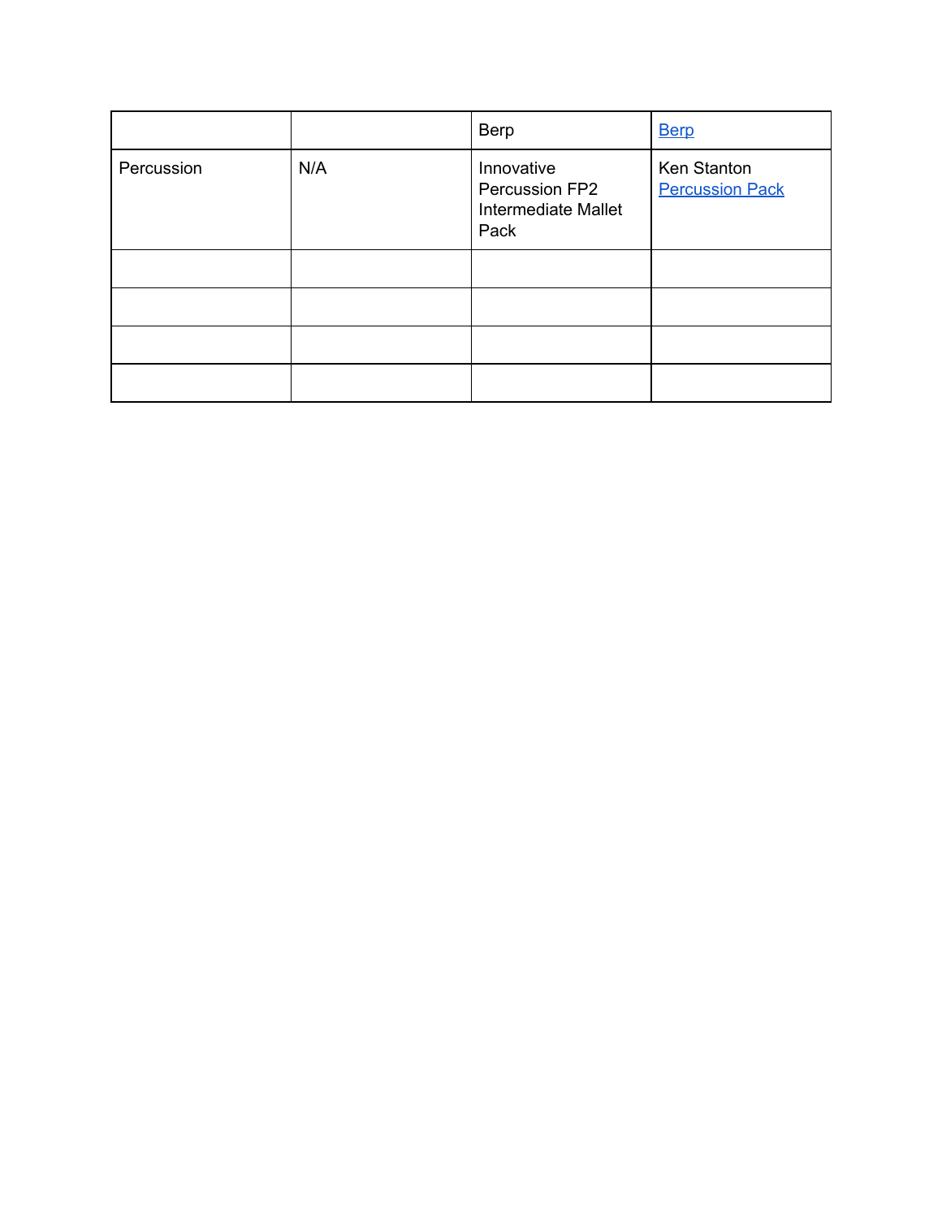| | | | |
|---|---|---|---|
| | | Berp | Berp |
| Percussion | N/A | Innovative Percussion FP2 Intermediate Mallet Pack | Ken Stanton Percussion Pack |
| | | | |
| | | | |
| | | | |
| | | | |